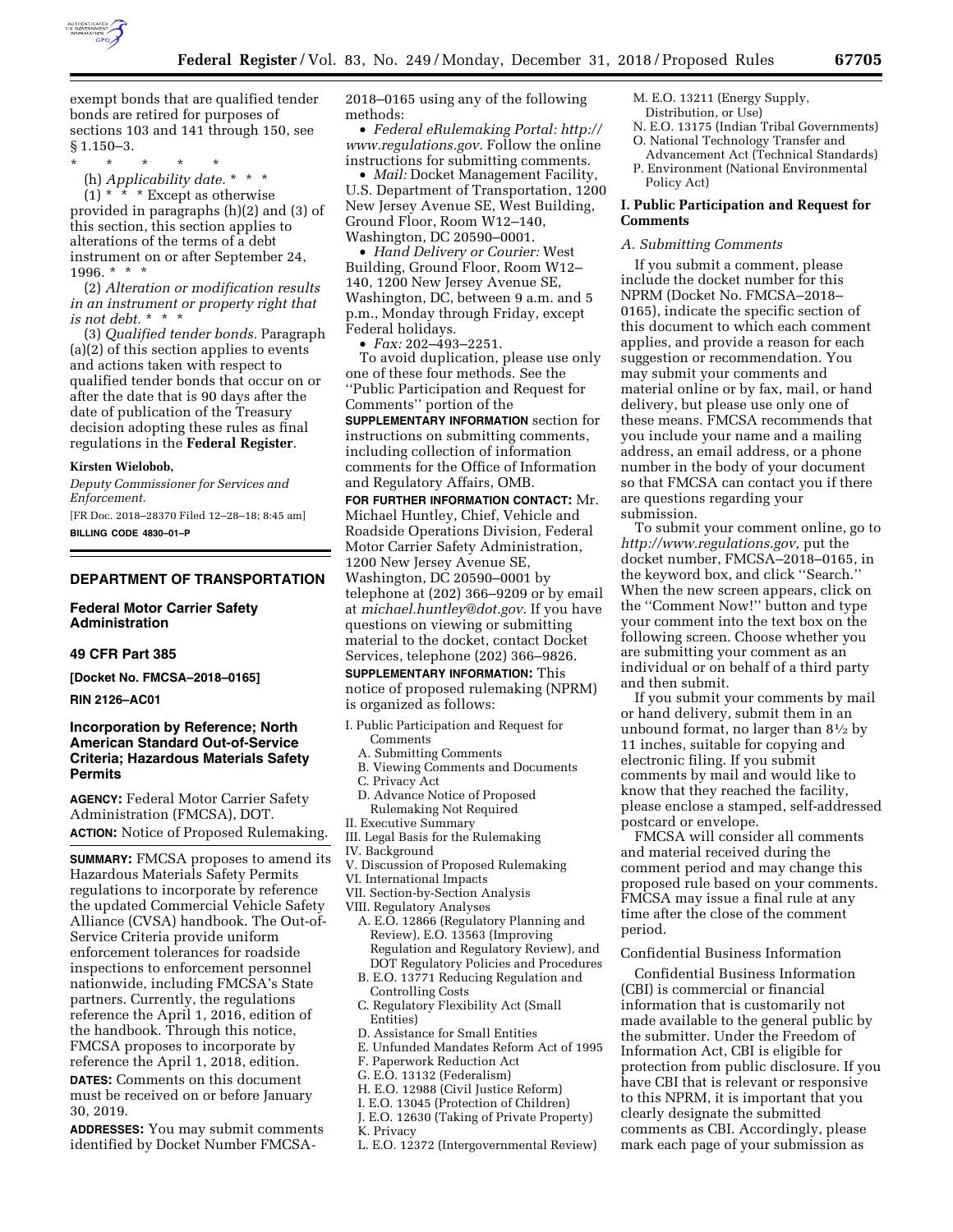exempt bonds that are qualified tender bonds are retired for purposes of sections 103 and 141 through 150, see § 1.150–3.

\* \* \* \* \*

(h) *Applicability date.* \* \* \*

(1) \* \* \* Except as otherwise provided in paragraphs (h)(2) and (3) of this section, this section applies to alterations of the terms of a debt instrument on or after September 24, 1996. \* \* \*

(2) *Alteration or modification results in an instrument or property right that is not debt.* \* \* \*

(3) *Qualified tender bonds.* Paragraph (a)(2) of this section applies to events and actions taken with respect to qualified tender bonds that occur on or after the date that is 90 days after the date of publication of the Treasury decision adopting these rules as final regulations in the **Federal Register**.

**Kirsten Wielobob,**

*Deputy Commissioner for Services and Enforcement.*

[FR Doc. 2018–28370 Filed 12–28–18; 8:45 am]

**BILLING CODE 4830–01–P**

## DEPARTMENT OF TRANSPORTATION

### Federal Motor Carrier Safety Administration

### 49 CFR Part 385

**[Docket No. FMCSA–2018–0165]**

**RIN 2126–AC01**

### Incorporation by Reference; North American Standard Out-of-Service Criteria; Hazardous Materials Safety Permits

**AGENCY:** Federal Motor Carrier Safety Administration (FMCSA), DOT.

**ACTION:** Notice of Proposed Rulemaking.

**SUMMARY:** FMCSA proposes to amend its Hazardous Materials Safety Permits regulations to incorporate by reference the updated Commercial Vehicle Safety Alliance (CVSA) handbook. The Out-of-Service Criteria provide uniform enforcement tolerances for roadside inspections to enforcement personnel nationwide, including FMCSA's State partners. Currently, the regulations reference the April 1, 2016, edition of the handbook. Through this notice, FMCSA proposes to incorporate by reference the April 1, 2018, edition.

**DATES:** Comments on this document must be received on or before January 30, 2019.

**ADDRESSES:** You may submit comments identified by Docket Number FMCSA-2018–0165 using any of the following methods:

- *Federal eRulemaking Portal: http://www.regulations.gov.* Follow the online instructions for submitting comments.
- *Mail:* Docket Management Facility, U.S. Department of Transportation, 1200 New Jersey Avenue SE, West Building, Ground Floor, Room W12–140, Washington, DC 20590–0001.
- *Hand Delivery or Courier:* West Building, Ground Floor, Room W12–140, 1200 New Jersey Avenue SE, Washington, DC, between 9 a.m. and 5 p.m., Monday through Friday, except Federal holidays.
- *Fax:* 202–493–2251.

To avoid duplication, please use only one of these four methods. See the ''Public Participation and Request for Comments'' portion of the **SUPPLEMENTARY INFORMATION** section for instructions on submitting comments, including collection of information comments for the Office of Information and Regulatory Affairs, OMB.

**FOR FURTHER INFORMATION CONTACT:** Mr. Michael Huntley, Chief, Vehicle and Roadside Operations Division, Federal Motor Carrier Safety Administration, 1200 New Jersey Avenue SE, Washington, DC 20590–0001 by telephone at (202) 366–9209 or by email at *michael.huntley@dot.gov.* If you have questions on viewing or submitting material to the docket, contact Docket Services, telephone (202) 366–9826.

**SUPPLEMENTARY INFORMATION:** This notice of proposed rulemaking (NPRM) is organized as follows:

I. Public Participation and Request for Comments
  A. Submitting Comments
  B. Viewing Comments and Documents
  C. Privacy Act
  D. Advance Notice of Proposed Rulemaking Not Required
II. Executive Summary
III. Legal Basis for the Rulemaking
IV. Background
V. Discussion of Proposed Rulemaking
VI. International Impacts
VII. Section-by-Section Analysis
VIII. Regulatory Analyses
  A. E.O. 12866 (Regulatory Planning and Review), E.O. 13563 (Improving Regulation and Regulatory Review), and DOT Regulatory Policies and Procedures
  B. E.O. 13771 Reducing Regulation and Controlling Costs
  C. Regulatory Flexibility Act (Small Entities)
  D. Assistance for Small Entities
  E. Unfunded Mandates Reform Act of 1995
  F. Paperwork Reduction Act
  G. E.O. 13132 (Federalism)
  H. E.O. 12988 (Civil Justice Reform)
  I. E.O. 13045 (Protection of Children)
  J. E.O. 12630 (Taking of Private Property)
  K. Privacy
  L. E.O. 12372 (Intergovernmental Review)
  M. E.O. 13211 (Energy Supply, Distribution, or Use)
  N. E.O. 13175 (Indian Tribal Governments)
  O. National Technology Transfer and Advancement Act (Technical Standards)
  P. Environment (National Environmental Policy Act)

### I. Public Participation and Request for Comments

*A. Submitting Comments*

If you submit a comment, please include the docket number for this NPRM (Docket No. FMCSA–2018–0165), indicate the specific section of this document to which each comment applies, and provide a reason for each suggestion or recommendation. You may submit your comments and material online or by fax, mail, or hand delivery, but please use only one of these means. FMCSA recommends that you include your name and a mailing address, an email address, or a phone number in the body of your document so that FMCSA can contact you if there are questions regarding your submission.

To submit your comment online, go to *http://www.regulations.gov,* put the docket number, FMCSA–2018–0165, in the keyword box, and click ''Search.'' When the new screen appears, click on the ''Comment Now!'' button and type your comment into the text box on the following screen. Choose whether you are submitting your comment as an individual or on behalf of a third party and then submit.

If you submit your comments by mail or hand delivery, submit them in an unbound format, no larger than 8½ by 11 inches, suitable for copying and electronic filing. If you submit comments by mail and would like to know that they reached the facility, please enclose a stamped, self-addressed postcard or envelope.

FMCSA will consider all comments and material received during the comment period and may change this proposed rule based on your comments. FMCSA may issue a final rule at any time after the close of the comment period.

Confidential Business Information

Confidential Business Information (CBI) is commercial or financial information that is customarily not made available to the general public by the submitter. Under the Freedom of Information Act, CBI is eligible for protection from public disclosure. If you have CBI that is relevant or responsive to this NPRM, it is important that you clearly designate the submitted comments as CBI. Accordingly, please mark each page of your submission as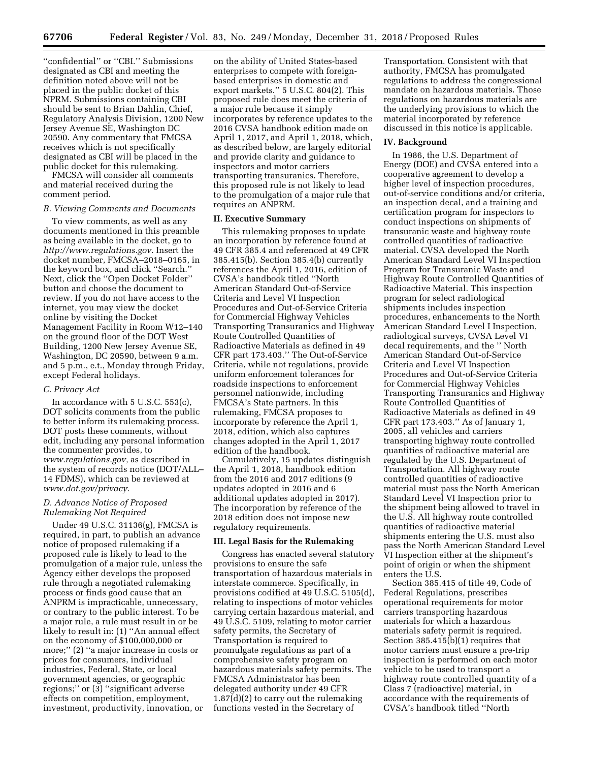''confidential'' or ''CBI.'' Submissions designated as CBI and meeting the definition noted above will not be placed in the public docket of this NPRM. Submissions containing CBI should be sent to Brian Dahlin, Chief, Regulatory Analysis Division, 1200 New Jersey Avenue SE, Washington DC 20590. Any commentary that FMCSA receives which is not specifically designated as CBI will be placed in the public docket for this rulemaking.

FMCSA will consider all comments and material received during the comment period.

### B. Viewing Comments and Documents

To view comments, as well as any documents mentioned in this preamble as being available in the docket, go to *http://www.regulations.gov.* Insert the docket number, FMCSA–2018–0165, in the keyword box, and click ''Search.'' Next, click the ''Open Docket Folder'' button and choose the document to review. If you do not have access to the internet, you may view the docket online by visiting the Docket Management Facility in Room W12–140 on the ground floor of the DOT West Building, 1200 New Jersey Avenue SE, Washington, DC 20590, between 9 a.m. and 5 p.m., e.t., Monday through Friday, except Federal holidays.

### C. Privacy Act

In accordance with 5 U.S.C. 553(c), DOT solicits comments from the public to better inform its rulemaking process. DOT posts these comments, without edit, including any personal information the commenter provides, to *www.regulations.gov,* as described in the system of records notice (DOT/ALL–14 FDMS), which can be reviewed at *www.dot.gov/privacy.*

### D. Advance Notice of Proposed Rulemaking Not Required

Under 49 U.S.C. 31136(g), FMCSA is required, in part, to publish an advance notice of proposed rulemaking if a proposed rule is likely to lead to the promulgation of a major rule, unless the Agency either develops the proposed rule through a negotiated rulemaking process or finds good cause that an ANPRM is impracticable, unnecessary, or contrary to the public interest. To be a major rule, a rule must result in or be likely to result in: (1) ''An annual effect on the economy of $100,000,000 or more;'' (2) ''a major increase in costs or prices for consumers, individual industries, Federal, State, or local government agencies, or geographic regions;'' or (3) ''significant adverse effects on competition, employment, investment, productivity, innovation, or on the ability of United States-based enterprises to compete with foreign-based enterprises in domestic and export markets.'' 5 U.S.C. 804(2). This proposed rule does meet the criteria of a major rule because it simply incorporates by reference updates to the 2016 CVSA handbook edition made on April 1, 2017, and April 1, 2018, which, as described below, are largely editorial and provide clarity and guidance to inspectors and motor carriers transporting transuranics. Therefore, this proposed rule is not likely to lead to the promulgation of a major rule that requires an ANPRM.

## II. Executive Summary

This rulemaking proposes to update an incorporation by reference found at 49 CFR 385.4 and referenced at 49 CFR 385.415(b). Section 385.4(b) currently references the April 1, 2016, edition of CVSA's handbook titled ''North American Standard Out-of-Service Criteria and Level VI Inspection Procedures and Out-of-Service Criteria for Commercial Highway Vehicles Transporting Transuranics and Highway Route Controlled Quantities of Radioactive Materials as defined in 49 CFR part 173.403.'' The Out-of-Service Criteria, while not regulations, provide uniform enforcement tolerances for roadside inspections to enforcement personnel nationwide, including FMCSA's State partners. In this rulemaking, FMCSA proposes to incorporate by reference the April 1, 2018, edition, which also captures changes adopted in the April 1, 2017 edition of the handbook.

Cumulatively, 15 updates distinguish the April 1, 2018, handbook edition from the 2016 and 2017 editions (9 updates adopted in 2016 and 6 additional updates adopted in 2017). The incorporation by reference of the 2018 edition does not impose new regulatory requirements.

## III. Legal Basis for the Rulemaking

Congress has enacted several statutory provisions to ensure the safe transportation of hazardous materials in interstate commerce. Specifically, in provisions codified at 49 U.S.C. 5105(d), relating to inspections of motor vehicles carrying certain hazardous material, and 49 U.S.C. 5109, relating to motor carrier safety permits, the Secretary of Transportation is required to promulgate regulations as part of a comprehensive safety program on hazardous materials safety permits. The FMCSA Administrator has been delegated authority under 49 CFR 1.87(d)(2) to carry out the rulemaking functions vested in the Secretary of Transportation. Consistent with that authority, FMCSA has promulgated regulations to address the congressional mandate on hazardous materials. Those regulations on hazardous materials are the underlying provisions to which the material incorporated by reference discussed in this notice is applicable.

## IV. Background

In 1986, the U.S. Department of Energy (DOE) and CVSA entered into a cooperative agreement to develop a higher level of inspection procedures, out-of-service conditions and/or criteria, an inspection decal, and a training and certification program for inspectors to conduct inspections on shipments of transuranic waste and highway route controlled quantities of radioactive material. CVSA developed the North American Standard Level VI Inspection Program for Transuranic Waste and Highway Route Controlled Quantities of Radioactive Material. This inspection program for select radiological shipments includes inspection procedures, enhancements to the North American Standard Level I Inspection, radiological surveys, CVSA Level VI decal requirements, and the '' North American Standard Out-of-Service Criteria and Level VI Inspection Procedures and Out-of-Service Criteria for Commercial Highway Vehicles Transporting Transuranics and Highway Route Controlled Quantities of Radioactive Materials as defined in 49 CFR part 173.403.'' As of January 1, 2005, all vehicles and carriers transporting highway route controlled quantities of radioactive material are regulated by the U.S. Department of Transportation. All highway route controlled quantities of radioactive material must pass the North American Standard Level VI Inspection prior to the shipment being allowed to travel in the U.S. All highway route controlled quantities of radioactive material shipments entering the U.S. must also pass the North American Standard Level VI Inspection either at the shipment's point of origin or when the shipment enters the U.S.

Section 385.415 of title 49, Code of Federal Regulations, prescribes operational requirements for motor carriers transporting hazardous materials for which a hazardous materials safety permit is required. Section 385.415(b)(1) requires that motor carriers must ensure a pre-trip inspection is performed on each motor vehicle to be used to transport a highway route controlled quantity of a Class 7 (radioactive) material, in accordance with the requirements of CVSA's handbook titled ''North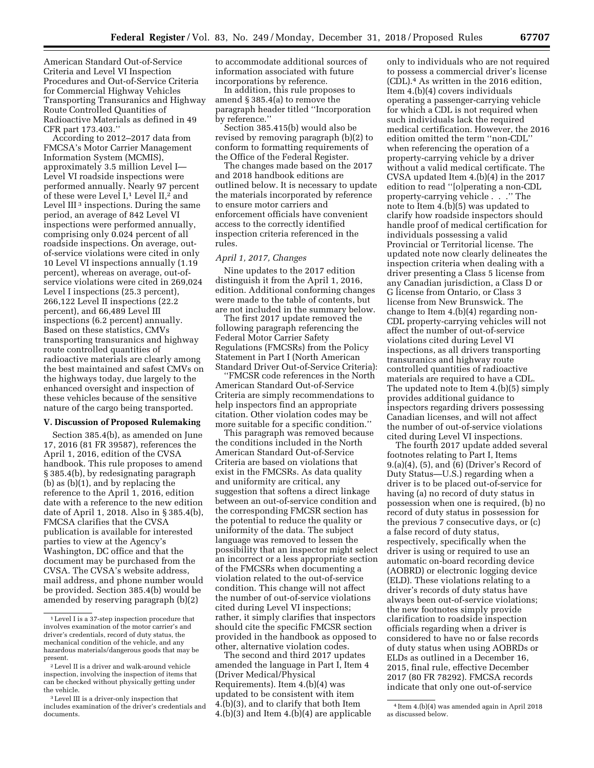American Standard Out-of-Service Criteria and Level VI Inspection Procedures and Out-of-Service Criteria for Commercial Highway Vehicles Transporting Transuranics and Highway Route Controlled Quantities of Radioactive Materials as defined in 49 CFR part 173.403.''

According to 2012–2017 data from FMCSA's Motor Carrier Management Information System (MCMIS), approximately 3.5 million Level I—Level VI roadside inspections were performed annually. Nearly 97 percent of these were Level I,[1] Level II,[2] and Level III[3] inspections. During the same period, an average of 842 Level VI inspections were performed annually, comprising only 0.024 percent of all roadside inspections. On average, out-of-service violations were cited in only 10 Level VI inspections annually (1.19 percent), whereas on average, out-of-service violations were cited in 269,024 Level I inspections (25.3 percent), 266,122 Level II inspections (22.2 percent), and 66,489 Level III inspections (6.2 percent) annually. Based on these statistics, CMVs transporting transuranics and highway route controlled quantities of radioactive materials are clearly among the best maintained and safest CMVs on the highways today, due largely to the enhanced oversight and inspection of these vehicles because of the sensitive nature of the cargo being transported.

## V. Discussion of Proposed Rulemaking

Section 385.4(b), as amended on June 17, 2016 (81 FR 39587), references the April 1, 2016, edition of the CVSA handbook. This rule proposes to amend § 385.4(b), by redesignating paragraph (b) as (b)(1), and by replacing the reference to the April 1, 2016, edition date with a reference to the new edition date of April 1, 2018. Also in § 385.4(b), FMCSA clarifies that the CVSA publication is available for interested parties to view at the Agency's Washington, DC office and that the document may be purchased from the CVSA. The CVSA's website address, mail address, and phone number would be provided. Section 385.4(b) would be amended by reserving paragraph (b)(2) to accommodate additional sources of information associated with future incorporations by reference.

In addition, this rule proposes to amend § 385.4(a) to remove the paragraph header titled ''Incorporation by reference.''

Section 385.415(b) would also be revised by removing paragraph (b)(2) to conform to formatting requirements of the Office of the Federal Register.

The changes made based on the 2017 and 2018 handbook editions are outlined below. It is necessary to update the materials incorporated by reference to ensure motor carriers and enforcement officials have convenient access to the correctly identified inspection criteria referenced in the rules.

*April 1, 2017, Changes*

Nine updates to the 2017 edition distinguish it from the April 1, 2016, edition. Additional conforming changes were made to the table of contents, but are not included in the summary below.

The first 2017 update removed the following paragraph referencing the Federal Motor Carrier Safety Regulations (FMCSRs) from the Policy Statement in Part I (North American Standard Driver Out-of-Service Criteria):

''FMCSR code references in the North American Standard Out-of-Service Criteria are simply recommendations to help inspectors find an appropriate citation. Other violation codes may be more suitable for a specific condition.''

This paragraph was removed because the conditions included in the North American Standard Out-of-Service Criteria are based on violations that exist in the FMCSRs. As data quality and uniformity are critical, any suggestion that softens a direct linkage between an out-of-service condition and the corresponding FMCSR section has the potential to reduce the quality or uniformity of the data. The subject language was removed to lessen the possibility that an inspector might select an incorrect or a less appropriate section of the FMCSRs when documenting a violation related to the out-of-service condition. This change will not affect the number of out-of-service violations cited during Level VI inspections; rather, it simply clarifies that inspectors should cite the specific FMCSR section provided in the handbook as opposed to other, alternative violation codes.

The second and third 2017 updates amended the language in Part I, Item 4 (Driver Medical/Physical Requirements). Item 4.(b)(4) was updated to be consistent with item 4.(b)(3), and to clarify that both Item 4.(b)(3) and Item 4.(b)(4) are applicable only to individuals who are not required to possess a commercial driver's license (CDL).[4] As written in the 2016 edition, Item 4.(b)(4) covers individuals operating a passenger-carrying vehicle for which a CDL is not required when such individuals lack the required medical certification. However, the 2016 edition omitted the term ''non-CDL'' when referencing the operation of a property-carrying vehicle by a driver without a valid medical certificate. The CVSA updated Item 4.(b)(4) in the 2017 edition to read ''[o]perating a non-CDL property-carrying vehicle . . .'' The note to Item 4.(b)(5) was updated to clarify how roadside inspectors should handle proof of medical certification for individuals possessing a valid Provincial or Territorial license. The updated note now clearly delineates the inspection criteria when dealing with a driver presenting a Class 5 license from any Canadian jurisdiction, a Class D or G license from Ontario, or Class 3 license from New Brunswick. The change to Item 4.(b)(4) regarding non-CDL property-carrying vehicles will not affect the number of out-of-service violations cited during Level VI inspections, as all drivers transporting transuranics and highway route controlled quantities of radioactive materials are required to have a CDL. The updated note to Item 4.(b)(5) simply provides additional guidance to inspectors regarding drivers possessing Canadian licenses, and will not affect the number of out-of-service violations cited during Level VI inspections.

The fourth 2017 update added several footnotes relating to Part I, Items 9.(a)(4), (5), and (6) (Driver's Record of Duty Status—U.S.) regarding when a driver is to be placed out-of-service for having (a) no record of duty status in possession when one is required, (b) no record of duty status in possession for the previous 7 consecutive days, or (c) a false record of duty status, respectively, specifically when the driver is using or required to use an automatic on-board recording device (AOBRD) or electronic logging device (ELD). These violations relating to a driver's records of duty status have always been out-of-service violations; the new footnotes simply provide clarification to roadside inspection officials regarding when a driver is considered to have no or false records of duty status when using AOBRDs or ELDs as outlined in a December 16, 2015, final rule, effective December 2017 (80 FR 78292). FMCSA records indicate that only one out-of-service

---

[1] Level I is a 37-step inspection procedure that involves examination of the motor carrier's and driver's credentials, record of duty status, the mechanical condition of the vehicle, and any hazardous materials/dangerous goods that may be present.

[2] Level II is a driver and walk-around vehicle inspection, involving the inspection of items that can be checked without physically getting under the vehicle.

[3] Level III is a driver-only inspection that includes examination of the driver's credentials and documents.

[4] Item 4.(b)(4) was amended again in April 2018 as discussed below.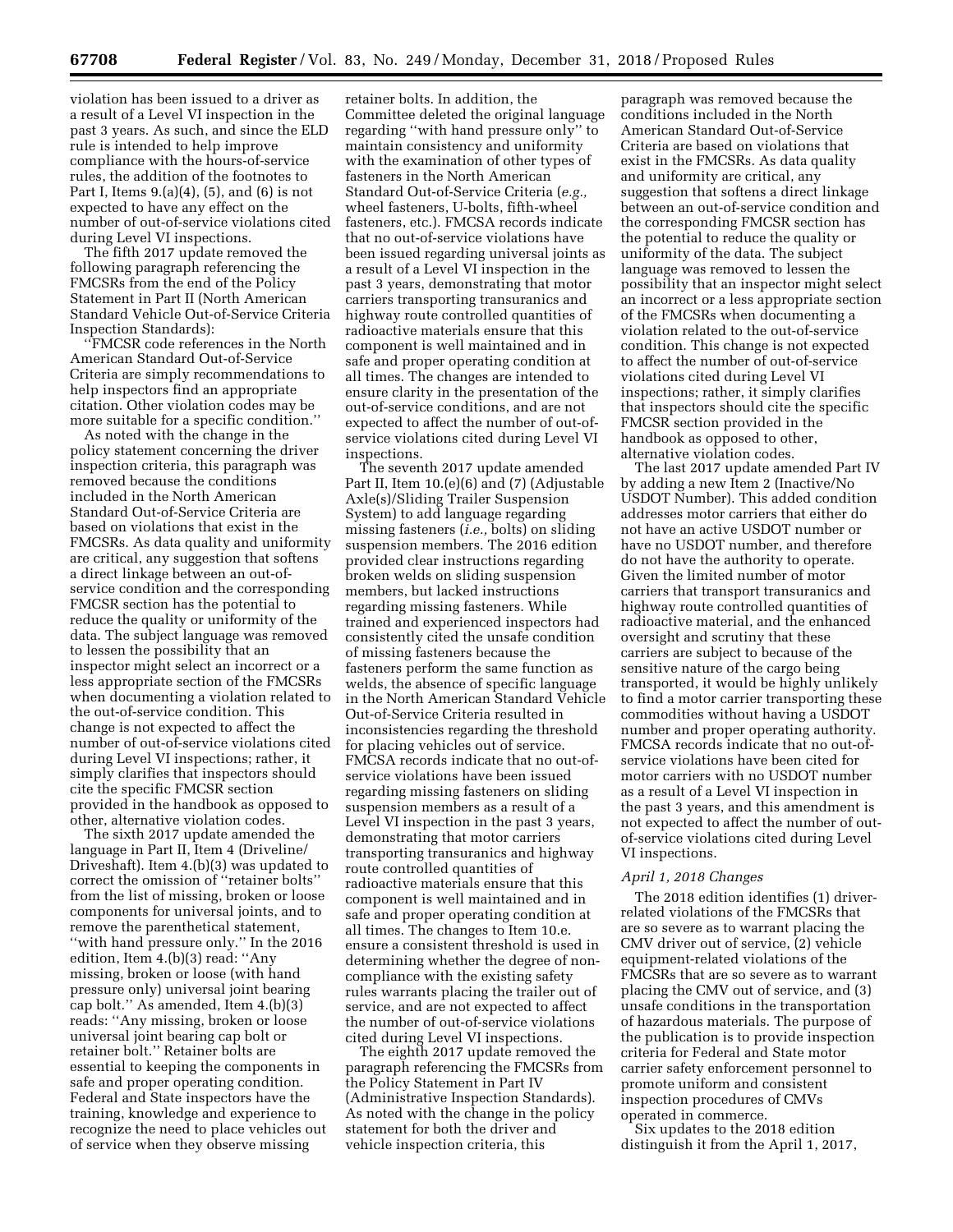violation has been issued to a driver as a result of a Level VI inspection in the past 3 years. As such, and since the ELD rule is intended to help improve compliance with the hours-of-service rules, the addition of the footnotes to Part I, Items 9.(a)(4), (5), and (6) is not expected to have any effect on the number of out-of-service violations cited during Level VI inspections.

The fifth 2017 update removed the following paragraph referencing the FMCSRs from the end of the Policy Statement in Part II (North American Standard Vehicle Out-of-Service Criteria Inspection Standards):

''FMCSR code references in the North American Standard Out-of-Service Criteria are simply recommendations to help inspectors find an appropriate citation. Other violation codes may be more suitable for a specific condition.''

As noted with the change in the policy statement concerning the driver inspection criteria, this paragraph was removed because the conditions included in the North American Standard Out-of-Service Criteria are based on violations that exist in the FMCSRs. As data quality and uniformity are critical, any suggestion that softens a direct linkage between an out-of-service condition and the corresponding FMCSR section has the potential to reduce the quality or uniformity of the data. The subject language was removed to lessen the possibility that an inspector might select an incorrect or a less appropriate section of the FMCSRs when documenting a violation related to the out-of-service condition. This change is not expected to affect the number of out-of-service violations cited during Level VI inspections; rather, it simply clarifies that inspectors should cite the specific FMCSR section provided in the handbook as opposed to other, alternative violation codes.

The sixth 2017 update amended the language in Part II, Item 4 (Driveline/Driveshaft). Item 4.(b)(3) was updated to correct the omission of ''retainer bolts'' from the list of missing, broken or loose components for universal joints, and to remove the parenthetical statement, ''with hand pressure only.'' In the 2016 edition, Item 4.(b)(3) read: ''Any missing, broken or loose (with hand pressure only) universal joint bearing cap bolt.'' As amended, Item 4.(b)(3) reads: ''Any missing, broken or loose universal joint bearing cap bolt or retainer bolt.'' Retainer bolts are essential to keeping the components in safe and proper operating condition. Federal and State inspectors have the training, knowledge and experience to recognize the need to place vehicles out of service when they observe missing retainer bolts. In addition, the Committee deleted the original language regarding ''with hand pressure only'' to maintain consistency and uniformity with the examination of other types of fasteners in the North American Standard Out-of-Service Criteria (*e.g.,* wheel fasteners, U-bolts, fifth-wheel fasteners, etc.). FMCSA records indicate that no out-of-service violations have been issued regarding universal joints as a result of a Level VI inspection in the past 3 years, demonstrating that motor carriers transporting transuranics and highway route controlled quantities of radioactive materials ensure that this component is well maintained and in safe and proper operating condition at all times. The changes are intended to ensure clarity in the presentation of the out-of-service conditions, and are not expected to affect the number of out-of-service violations cited during Level VI inspections.

The seventh 2017 update amended Part II, Item 10.(e)(6) and (7) (Adjustable Axle(s)/Sliding Trailer Suspension System) to add language regarding missing fasteners (*i.e.,* bolts) on sliding suspension members. The 2016 edition provided clear instructions regarding broken welds on sliding suspension members, but lacked instructions regarding missing fasteners. While trained and experienced inspectors had consistently cited the unsafe condition of missing fasteners because the fasteners perform the same function as welds, the absence of specific language in the North American Standard Vehicle Out-of-Service Criteria resulted in inconsistencies regarding the threshold for placing vehicles out of service. FMCSA records indicate that no out-of-service violations have been issued regarding missing fasteners on sliding suspension members as a result of a Level VI inspection in the past 3 years, demonstrating that motor carriers transporting transuranics and highway route controlled quantities of radioactive materials ensure that this component is well maintained and in safe and proper operating condition at all times. The changes to Item 10.e. ensure a consistent threshold is used in determining whether the degree of non-compliance with the existing safety rules warrants placing the trailer out of service, and are not expected to affect the number of out-of-service violations cited during Level VI inspections.

The eighth 2017 update removed the paragraph referencing the FMCSRs from the Policy Statement in Part IV (Administrative Inspection Standards). As noted with the change in the policy statement for both the driver and vehicle inspection criteria, this paragraph was removed because the conditions included in the North American Standard Out-of-Service Criteria are based on violations that exist in the FMCSRs. As data quality and uniformity are critical, any suggestion that softens a direct linkage between an out-of-service condition and the corresponding FMCSR section has the potential to reduce the quality or uniformity of the data. The subject language was removed to lessen the possibility that an inspector might select an incorrect or a less appropriate section of the FMCSRs when documenting a violation related to the out-of-service condition. This change is not expected to affect the number of out-of-service violations cited during Level VI inspections; rather, it simply clarifies that inspectors should cite the specific FMCSR section provided in the handbook as opposed to other, alternative violation codes.

The last 2017 update amended Part IV by adding a new Item 2 (Inactive/No USDOT Number). This added condition addresses motor carriers that either do not have an active USDOT number or have no USDOT number, and therefore do not have the authority to operate. Given the limited number of motor carriers that transport transuranics and highway route controlled quantities of radioactive material, and the enhanced oversight and scrutiny that these carriers are subject to because of the sensitive nature of the cargo being transported, it would be highly unlikely to find a motor carrier transporting these commodities without having a USDOT number and proper operating authority. FMCSA records indicate that no out-of-service violations have been cited for motor carriers with no USDOT number as a result of a Level VI inspection in the past 3 years, and this amendment is not expected to affect the number of out-of-service violations cited during Level VI inspections.

*April 1, 2018 Changes*

The 2018 edition identifies (1) driver-related violations of the FMCSRs that are so severe as to warrant placing the CMV driver out of service, (2) vehicle equipment-related violations of the FMCSRs that are so severe as to warrant placing the CMV out of service, and (3) unsafe conditions in the transportation of hazardous materials. The purpose of the publication is to provide inspection criteria for Federal and State motor carrier safety enforcement personnel to promote uniform and consistent inspection procedures of CMVs operated in commerce.

Six updates to the 2018 edition distinguish it from the April 1, 2017,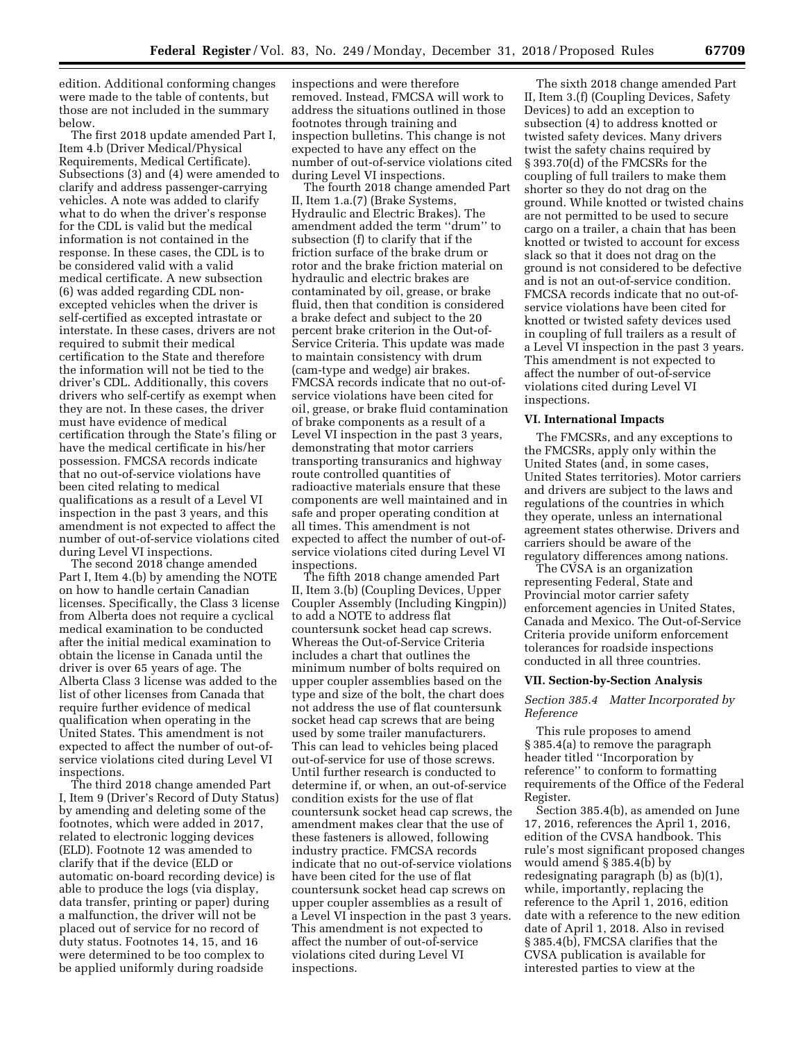edition. Additional conforming changes were made to the table of contents, but those are not included in the summary below.

The first 2018 update amended Part I, Item 4.b (Driver Medical/Physical Requirements, Medical Certificate). Subsections (3) and (4) were amended to clarify and address passenger-carrying vehicles. A note was added to clarify what to do when the driver's response for the CDL is valid but the medical information is not contained in the response. In these cases, the CDL is to be considered valid with a valid medical certificate. A new subsection (6) was added regarding CDL non-excepted vehicles when the driver is self-certified as excepted intrastate or interstate. In these cases, drivers are not required to submit their medical certification to the State and therefore the information will not be tied to the driver's CDL. Additionally, this covers drivers who self-certify as exempt when they are not. In these cases, the driver must have evidence of medical certification through the State's filing or have the medical certificate in his/her possession. FMCSA records indicate that no out-of-service violations have been cited relating to medical qualifications as a result of a Level VI inspection in the past 3 years, and this amendment is not expected to affect the number of out-of-service violations cited during Level VI inspections.

The second 2018 change amended Part I, Item 4.(b) by amending the NOTE on how to handle certain Canadian licenses. Specifically, the Class 3 license from Alberta does not require a cyclical medical examination to be conducted after the initial medical examination to obtain the license in Canada until the driver is over 65 years of age. The Alberta Class 3 license was added to the list of other licenses from Canada that require further evidence of medical qualification when operating in the United States. This amendment is not expected to affect the number of out-of-service violations cited during Level VI inspections.

The third 2018 change amended Part I, Item 9 (Driver's Record of Duty Status) by amending and deleting some of the footnotes, which were added in 2017, related to electronic logging devices (ELD). Footnote 12 was amended to clarify that if the device (ELD or automatic on-board recording device) is able to produce the logs (via display, data transfer, printing or paper) during a malfunction, the driver will not be placed out of service for no record of duty status. Footnotes 14, 15, and 16 were determined to be too complex to be applied uniformly during roadside inspections and were therefore removed. Instead, FMCSA will work to address the situations outlined in those footnotes through training and inspection bulletins. This change is not expected to have any effect on the number of out-of-service violations cited during Level VI inspections.

The fourth 2018 change amended Part II, Item 1.a.(7) (Brake Systems, Hydraulic and Electric Brakes). The amendment added the term ''drum'' to subsection (f) to clarify that if the friction surface of the brake drum or rotor and the brake friction material on hydraulic and electric brakes are contaminated by oil, grease, or brake fluid, then that condition is considered a brake defect and subject to the 20 percent brake criterion in the Out-of-Service Criteria. This update was made to maintain consistency with drum (cam-type and wedge) air brakes. FMCSA records indicate that no out-of-service violations have been cited for oil, grease, or brake fluid contamination of brake components as a result of a Level VI inspection in the past 3 years, demonstrating that motor carriers transporting transuranics and highway route controlled quantities of radioactive materials ensure that these components are well maintained and in safe and proper operating condition at all times. This amendment is not expected to affect the number of out-of-service violations cited during Level VI inspections.

The fifth 2018 change amended Part II, Item 3.(b) (Coupling Devices, Upper Coupler Assembly (Including Kingpin)) to add a NOTE to address flat countersunk socket head cap screws. Whereas the Out-of-Service Criteria includes a chart that outlines the minimum number of bolts required on upper coupler assemblies based on the type and size of the bolt, the chart does not address the use of flat countersunk socket head cap screws that are being used by some trailer manufacturers. This can lead to vehicles being placed out-of-service for use of those screws. Until further research is conducted to determine if, or when, an out-of-service condition exists for the use of flat countersunk socket head cap screws, the amendment makes clear that the use of these fasteners is allowed, following industry practice. FMCSA records indicate that no out-of-service violations have been cited for the use of flat countersunk socket head cap screws on upper coupler assemblies as a result of a Level VI inspection in the past 3 years. This amendment is not expected to affect the number of out-of-service violations cited during Level VI inspections.

The sixth 2018 change amended Part II, Item 3.(f) (Coupling Devices, Safety Devices) to add an exception to subsection (4) to address knotted or twisted safety devices. Many drivers twist the safety chains required by § 393.70(d) of the FMCSRs for the coupling of full trailers to make them shorter so they do not drag on the ground. While knotted or twisted chains are not permitted to be used to secure cargo on a trailer, a chain that has been knotted or twisted to account for excess slack so that it does not drag on the ground is not considered to be defective and is not an out-of-service condition. FMCSA records indicate that no out-of-service violations have been cited for knotted or twisted safety devices used in coupling of full trailers as a result of a Level VI inspection in the past 3 years. This amendment is not expected to affect the number of out-of-service violations cited during Level VI inspections.

### VI. International Impacts

The FMCSRs, and any exceptions to the FMCSRs, apply only within the United States (and, in some cases, United States territories). Motor carriers and drivers are subject to the laws and regulations of the countries in which they operate, unless an international agreement states otherwise. Drivers and carriers should be aware of the regulatory differences among nations.

The CVSA is an organization representing Federal, State and Provincial motor carrier safety enforcement agencies in United States, Canada and Mexico. The Out-of-Service Criteria provide uniform enforcement tolerances for roadside inspections conducted in all three countries.

### VII. Section-by-Section Analysis

*Section 385.4 Matter Incorporated by Reference*

This rule proposes to amend § 385.4(a) to remove the paragraph header titled ''Incorporation by reference'' to conform to formatting requirements of the Office of the Federal Register.

Section 385.4(b), as amended on June 17, 2016, references the April 1, 2016, edition of the CVSA handbook. This rule's most significant proposed changes would amend § 385.4(b) by redesignating paragraph (b) as (b)(1), while, importantly, replacing the reference to the April 1, 2016, edition date with a reference to the new edition date of April 1, 2018. Also in revised § 385.4(b), FMCSA clarifies that the CVSA publication is available for interested parties to view at the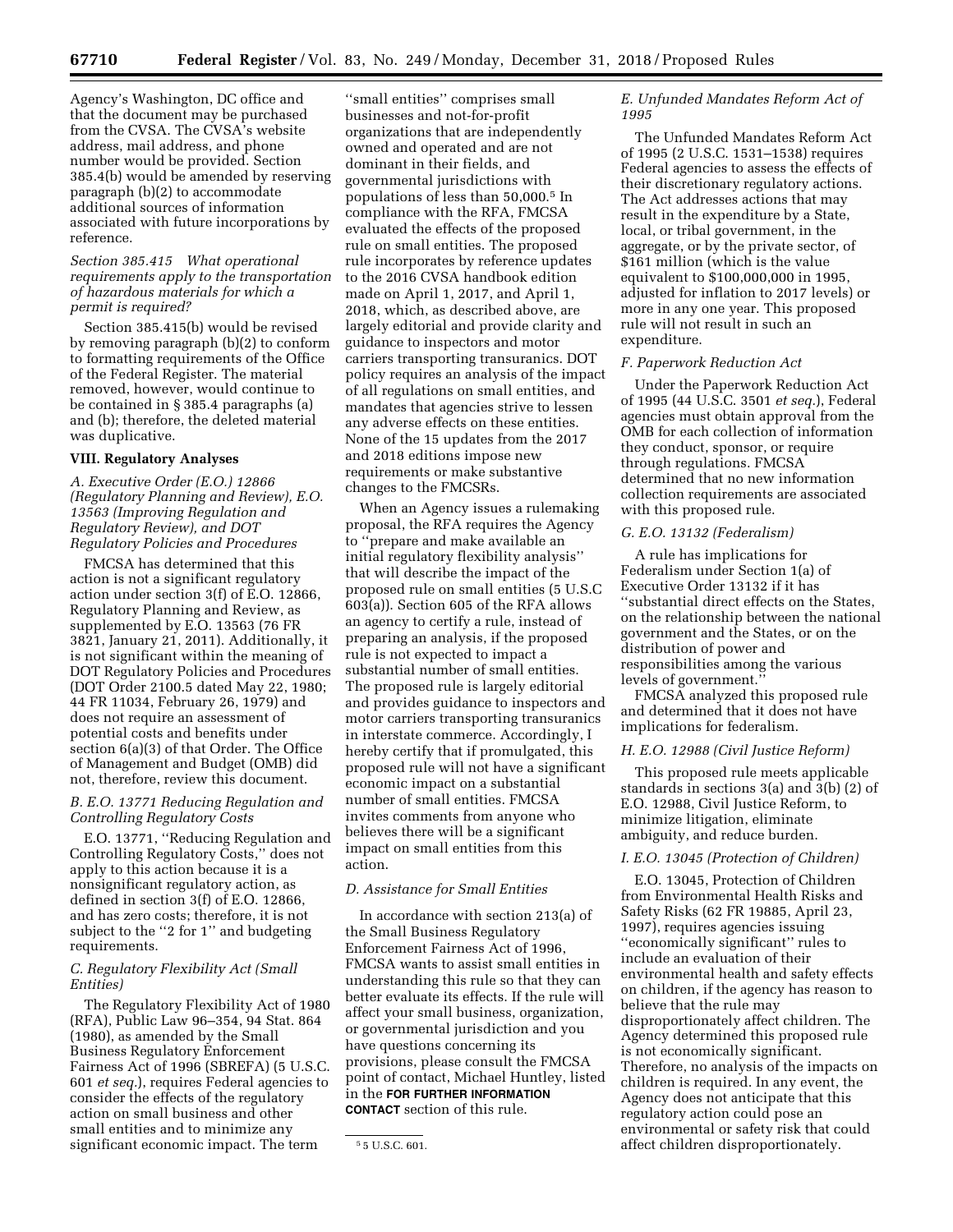Agency's Washington, DC office and that the document may be purchased from the CVSA. The CVSA's website address, mail address, and phone number would be provided. Section 385.4(b) would be amended by reserving paragraph (b)(2) to accommodate additional sources of information associated with future incorporations by reference.

*Section 385.415 What operational requirements apply to the transportation of hazardous materials for which a permit is required?*

Section 385.415(b) would be revised by removing paragraph (b)(2) to conform to formatting requirements of the Office of the Federal Register. The material removed, however, would continue to be contained in § 385.4 paragraphs (a) and (b); therefore, the deleted material was duplicative.

## VIII. Regulatory Analyses

### *A. Executive Order (E.O.) 12866 (Regulatory Planning and Review), E.O. 13563 (Improving Regulation and Regulatory Review), and DOT Regulatory Policies and Procedures*

FMCSA has determined that this action is not a significant regulatory action under section 3(f) of E.O. 12866, Regulatory Planning and Review, as supplemented by E.O. 13563 (76 FR 3821, January 21, 2011). Additionally, it is not significant within the meaning of DOT Regulatory Policies and Procedures (DOT Order 2100.5 dated May 22, 1980; 44 FR 11034, February 26, 1979) and does not require an assessment of potential costs and benefits under section 6(a)(3) of that Order. The Office of Management and Budget (OMB) did not, therefore, review this document.

### *B. E.O. 13771 Reducing Regulation and Controlling Regulatory Costs*

E.O. 13771, ''Reducing Regulation and Controlling Regulatory Costs,'' does not apply to this action because it is a nonsignificant regulatory action, as defined in section 3(f) of E.O. 12866, and has zero costs; therefore, it is not subject to the ''2 for 1'' and budgeting requirements.

### *C. Regulatory Flexibility Act (Small Entities)*

The Regulatory Flexibility Act of 1980 (RFA), Public Law 96–354, 94 Stat. 864 (1980), as amended by the Small Business Regulatory Enforcement Fairness Act of 1996 (SBREFA) (5 U.S.C. 601 *et seq.*), requires Federal agencies to consider the effects of the regulatory action on small business and other small entities and to minimize any significant economic impact. The term ''small entities'' comprises small businesses and not-for-profit organizations that are independently owned and operated and are not dominant in their fields, and governmental jurisdictions with populations of less than 50,000.[5] In compliance with the RFA, FMCSA evaluated the effects of the proposed rule on small entities. The proposed rule incorporates by reference updates to the 2016 CVSA handbook edition made on April 1, 2017, and April 1, 2018, which, as described above, are largely editorial and provide clarity and guidance to inspectors and motor carriers transporting transuranics. DOT policy requires an analysis of the impact of all regulations on small entities, and mandates that agencies strive to lessen any adverse effects on these entities. None of the 15 updates from the 2017 and 2018 editions impose new requirements or make substantive changes to the FMCSRs.

When an Agency issues a rulemaking proposal, the RFA requires the Agency to ''prepare and make available an initial regulatory flexibility analysis'' that will describe the impact of the proposed rule on small entities (5 U.S.C 603(a)). Section 605 of the RFA allows an agency to certify a rule, instead of preparing an analysis, if the proposed rule is not expected to impact a substantial number of small entities. The proposed rule is largely editorial and provides guidance to inspectors and motor carriers transporting transuranics in interstate commerce. Accordingly, I hereby certify that if promulgated, this proposed rule will not have a significant economic impact on a substantial number of small entities. FMCSA invites comments from anyone who believes there will be a significant impact on small entities from this action.

### *D. Assistance for Small Entities*

In accordance with section 213(a) of the Small Business Regulatory Enforcement Fairness Act of 1996, FMCSA wants to assist small entities in understanding this rule so that they can better evaluate its effects. If the rule will affect your small business, organization, or governmental jurisdiction and you have questions concerning its provisions, please consult the FMCSA point of contact, Michael Huntley, listed in the **FOR FURTHER INFORMATION CONTACT** section of this rule.

[5] 5 U.S.C. 601.

### *E. Unfunded Mandates Reform Act of 1995*

The Unfunded Mandates Reform Act of 1995 (2 U.S.C. 1531–1538) requires Federal agencies to assess the effects of their discretionary regulatory actions. The Act addresses actions that may result in the expenditure by a State, local, or tribal government, in the aggregate, or by the private sector, of $161 million (which is the value equivalent to $100,000,000 in 1995, adjusted for inflation to 2017 levels) or more in any one year. This proposed rule will not result in such an expenditure.

### *F. Paperwork Reduction Act*

Under the Paperwork Reduction Act of 1995 (44 U.S.C. 3501 *et seq.*), Federal agencies must obtain approval from the OMB for each collection of information they conduct, sponsor, or require through regulations. FMCSA determined that no new information collection requirements are associated with this proposed rule.

### *G. E.O. 13132 (Federalism)*

A rule has implications for Federalism under Section 1(a) of Executive Order 13132 if it has ''substantial direct effects on the States, on the relationship between the national government and the States, or on the distribution of power and responsibilities among the various levels of government.''

FMCSA analyzed this proposed rule and determined that it does not have implications for federalism.

### *H. E.O. 12988 (Civil Justice Reform)*

This proposed rule meets applicable standards in sections 3(a) and 3(b) (2) of E.O. 12988, Civil Justice Reform, to minimize litigation, eliminate ambiguity, and reduce burden.

### *I. E.O. 13045 (Protection of Children)*

E.O. 13045, Protection of Children from Environmental Health Risks and Safety Risks (62 FR 19885, April 23, 1997), requires agencies issuing ''economically significant'' rules to include an evaluation of their environmental health and safety effects on children, if the agency has reason to believe that the rule may disproportionately affect children. The Agency determined this proposed rule is not economically significant. Therefore, no analysis of the impacts on children is required. In any event, the Agency does not anticipate that this regulatory action could pose an environmental or safety risk that could affect children disproportionately.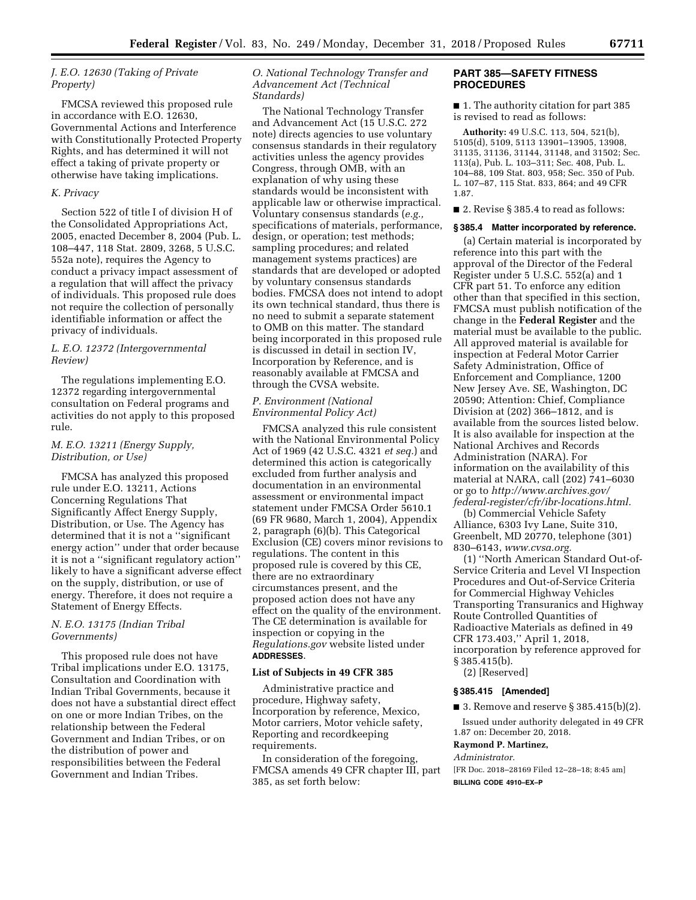### J. E.O. 12630 (Taking of Private Property)

FMCSA reviewed this proposed rule in accordance with E.O. 12630, Governmental Actions and Interference with Constitutionally Protected Property Rights, and has determined it will not effect a taking of private property or otherwise have taking implications.

### K. Privacy

Section 522 of title I of division H of the Consolidated Appropriations Act, 2005, enacted December 8, 2004 (Pub. L. 108–447, 118 Stat. 2809, 3268, 5 U.S.C. 552a note), requires the Agency to conduct a privacy impact assessment of a regulation that will affect the privacy of individuals. This proposed rule does not require the collection of personally identifiable information or affect the privacy of individuals.

### L. E.O. 12372 (Intergovernmental Review)

The regulations implementing E.O. 12372 regarding intergovernmental consultation on Federal programs and activities do not apply to this proposed rule.

### M. E.O. 13211 (Energy Supply, Distribution, or Use)

FMCSA has analyzed this proposed rule under E.O. 13211, Actions Concerning Regulations That Significantly Affect Energy Supply, Distribution, or Use. The Agency has determined that it is not a ''significant energy action'' under that order because it is not a ''significant regulatory action'' likely to have a significant adverse effect on the supply, distribution, or use of energy. Therefore, it does not require a Statement of Energy Effects.

### N. E.O. 13175 (Indian Tribal Governments)

This proposed rule does not have Tribal implications under E.O. 13175, Consultation and Coordination with Indian Tribal Governments, because it does not have a substantial direct effect on one or more Indian Tribes, on the relationship between the Federal Government and Indian Tribes, or on the distribution of power and responsibilities between the Federal Government and Indian Tribes.

### O. National Technology Transfer and Advancement Act (Technical Standards)

The National Technology Transfer and Advancement Act (15 U.S.C. 272 note) directs agencies to use voluntary consensus standards in their regulatory activities unless the agency provides Congress, through OMB, with an explanation of why using these standards would be inconsistent with applicable law or otherwise impractical. Voluntary consensus standards (*e.g.,* specifications of materials, performance, design, or operation; test methods; sampling procedures; and related management systems practices) are standards that are developed or adopted by voluntary consensus standards bodies. FMCSA does not intend to adopt its own technical standard, thus there is no need to submit a separate statement to OMB on this matter. The standard being incorporated in this proposed rule is discussed in detail in section IV, Incorporation by Reference, and is reasonably available at FMCSA and through the CVSA website.

### P. Environment (National Environmental Policy Act)

FMCSA analyzed this rule consistent with the National Environmental Policy Act of 1969 (42 U.S.C. 4321 *et seq.*) and determined this action is categorically excluded from further analysis and documentation in an environmental assessment or environmental impact statement under FMCSA Order 5610.1 (69 FR 9680, March 1, 2004), Appendix 2, paragraph (6)(b). This Categorical Exclusion (CE) covers minor revisions to regulations. The content in this proposed rule is covered by this CE, there are no extraordinary circumstances present, and the proposed action does not have any effect on the quality of the environment. The CE determination is available for inspection or copying in the *Regulations.gov* website listed under **ADDRESSES**.

### List of Subjects in 49 CFR 385

Administrative practice and procedure, Highway safety, Incorporation by reference, Mexico, Motor carriers, Motor vehicle safety, Reporting and recordkeeping requirements.

In consideration of the foregoing, FMCSA amends 49 CFR chapter III, part 385, as set forth below:

## PART 385—SAFETY FITNESS PROCEDURES

■ 1. The authority citation for part 385 is revised to read as follows:

**Authority:** 49 U.S.C. 113, 504, 521(b), 5105(d), 5109, 5113 13901–13905, 13908, 31135, 31136, 31144, 31148, and 31502; Sec. 113(a), Pub. L. 103–311; Sec. 408, Pub. L. 104–88, 109 Stat. 803, 958; Sec. 350 of Pub. L. 107–87, 115 Stat. 833, 864; and 49 CFR 1.87.

■ 2. Revise § 385.4 to read as follows:

**§ 385.4 Matter incorporated by reference.**

(a) Certain material is incorporated by reference into this part with the approval of the Director of the Federal Register under 5 U.S.C. 552(a) and 1 CFR part 51. To enforce any edition other than that specified in this section, FMCSA must publish notification of the change in the **Federal Register** and the material must be available to the public. All approved material is available for inspection at Federal Motor Carrier Safety Administration, Office of Enforcement and Compliance, 1200 New Jersey Ave. SE, Washington, DC 20590; Attention: Chief, Compliance Division at (202) 366–1812, and is available from the sources listed below. It is also available for inspection at the National Archives and Records Administration (NARA). For information on the availability of this material at NARA, call (202) 741–6030 or go to *http://www.archives.gov/federal-register/cfr/ibr-locations.html.*

(b) Commercial Vehicle Safety Alliance, 6303 Ivy Lane, Suite 310, Greenbelt, MD 20770, telephone (301) 830–6143, *www.cvsa.org.*

(1) ''North American Standard Out-of-Service Criteria and Level VI Inspection Procedures and Out-of-Service Criteria for Commercial Highway Vehicles Transporting Transuranics and Highway Route Controlled Quantities of Radioactive Materials as defined in 49 CFR 173.403,'' April 1, 2018, incorporation by reference approved for § 385.415(b).

(2) [Reserved]

**§ 385.415 [Amended]**

■ 3. Remove and reserve § 385.415(b)(2).

Issued under authority delegated in 49 CFR 1.87 on: December 20, 2018.

**Raymond P. Martinez,**

*Administrator.*

[FR Doc. 2018–28169 Filed 12–28–18; 8:45 am]

**BILLING CODE 4910–EX–P**